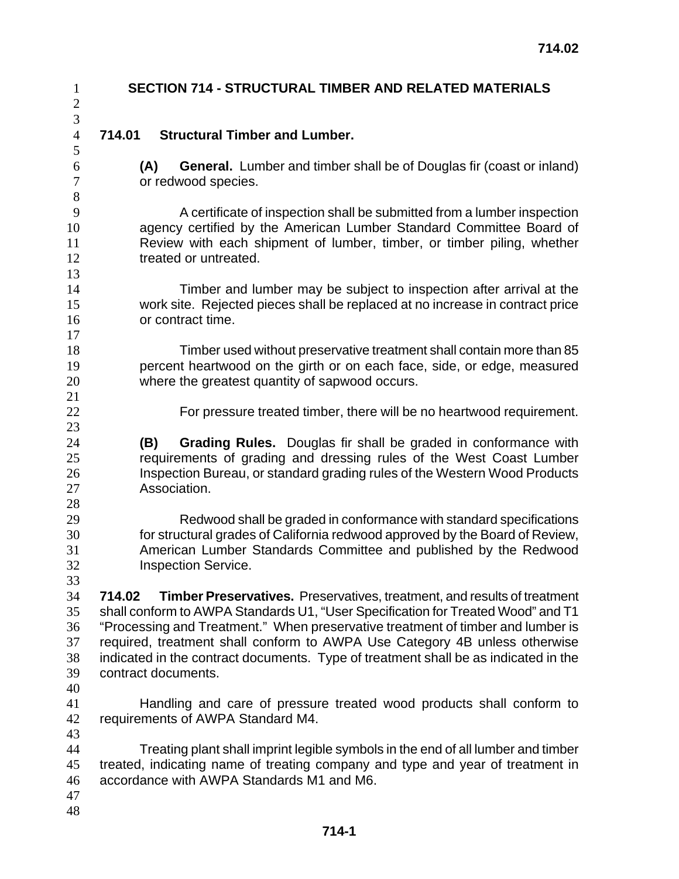# SECTION 714 - STRUCTURAL TIMBER AND RELATED MATERIALS

## 714.01 Structural Timber and Lumber.

**(A) General.** Lumber and timber shall be of Douglas fir (coast or inland) or redwood species.

A certificate of inspection shall be submitted from a lumber inspection agency certified by the American Lumber Standard Committee Board of Review with each shipment of lumber, timber, or timber piling, whether treated or untreated.

Timber and lumber may be subject to inspection after arrival at the work site. Rejected pieces shall be replaced at no increase in contract price or contract time.

Timber used without preservative treatment shall contain more than 85 percent heartwood on the girth or on each face, side, or edge, measured where the greatest quantity of sapwood occurs.

For pressure treated timber, there will be no heartwood requirement.

**(B) Grading Rules.** Douglas fir shall be graded in conformance with requirements of grading and dressing rules of the West Coast Lumber Inspection Bureau, or standard grading rules of the Western Wood Products Association.

Redwood shall be graded in conformance with standard specifications for structural grades of California redwood approved by the Board of Review, American Lumber Standards Committee and published by the Redwood Inspection Service.

**714.02 Timber Preservatives.** Preservatives, treatment, and results of treatment shall conform to AWPA Standards U1, "User Specification for Treated Wood" and T1 "Processing and Treatment." When preservative treatment of timber and lumber is required, treatment shall conform to AWPA Use Category 4B unless otherwise indicated in the contract documents. Type of treatment shall be as indicated in the contract documents.

Handling and care of pressure treated wood products shall conform to requirements of AWPA Standard M4.

Treating plant shall imprint legible symbols in the end of all lumber and timber treated, indicating name of treating company and type and year of treatment in accordance with AWPA Standards M1 and M6.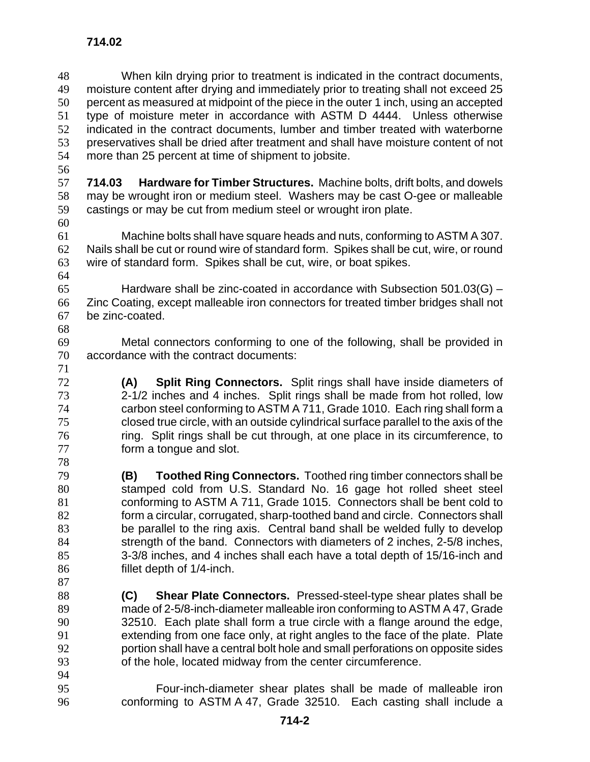When kiln drying prior to treatment is indicated in the contract documents, moisture content after drying and immediately prior to treating shall not exceed 25 percent as measured at midpoint of the piece in the outer 1 inch, using an accepted type of moisture meter in accordance with ASTM D 4444. Unless otherwise indicated in the contract documents, lumber and timber treated with waterborne preservatives shall be dried after treatment and shall have moisture content of not more than 25 percent at time of shipment to jobsite.

**714.03 Hardware for Timber Structures.** Machine bolts, drift bolts, and dowels may be wrought iron or medium steel. Washers may be cast O-gee or malleable castings or may be cut from medium steel or wrought iron plate.

Machine bolts shall have square heads and nuts, conforming to ASTM A 307. Nails shall be cut or round wire of standard form. Spikes shall be cut, wire, or round wire of standard form. Spikes shall be cut, wire, or boat spikes.

Hardware shall be zinc-coated in accordance with Subsection 501.03(G) – Zinc Coating, except malleable iron connectors for treated timber bridges shall not be zinc-coated.

Metal connectors conforming to one of the following, shall be provided in accordance with the contract documents:

**(A) Split Ring Connectors.** Split rings shall have inside diameters of 2-1/2 inches and 4 inches. Split rings shall be made from hot rolled, low carbon steel conforming to ASTM A 711, Grade 1010. Each ring shall form a closed true circle, with an outside cylindrical surface parallel to the axis of the ring. Split rings shall be cut through, at one place in its circumference, to form a tongue and slot.

**(B) Toothed Ring Connectors.** Toothed ring timber connectors shall be stamped cold from U.S. Standard No. 16 gage hot rolled sheet steel conforming to ASTM A 711, Grade 1015. Connectors shall be bent cold to form a circular, corrugated, sharp-toothed band and circle. Connectors shall be parallel to the ring axis. Central band shall be welded fully to develop strength of the band. Connectors with diameters of 2 inches, 2-5/8 inches, 3-3/8 inches, and 4 inches shall each have a total depth of 15/16-inch and fillet depth of 1/4-inch.

**(C) Shear Plate Connectors.** Pressed-steel-type shear plates shall be made of 2-5/8-inch-diameter malleable iron conforming to ASTM A 47, Grade 32510. Each plate shall form a true circle with a flange around the edge, extending from one face only, at right angles to the face of the plate. Plate portion shall have a central bolt hole and small perforations on opposite sides of the hole, located midway from the center circumference.

Four-inch-diameter shear plates shall be made of malleable iron conforming to ASTM A 47, Grade 32510. Each casting shall include a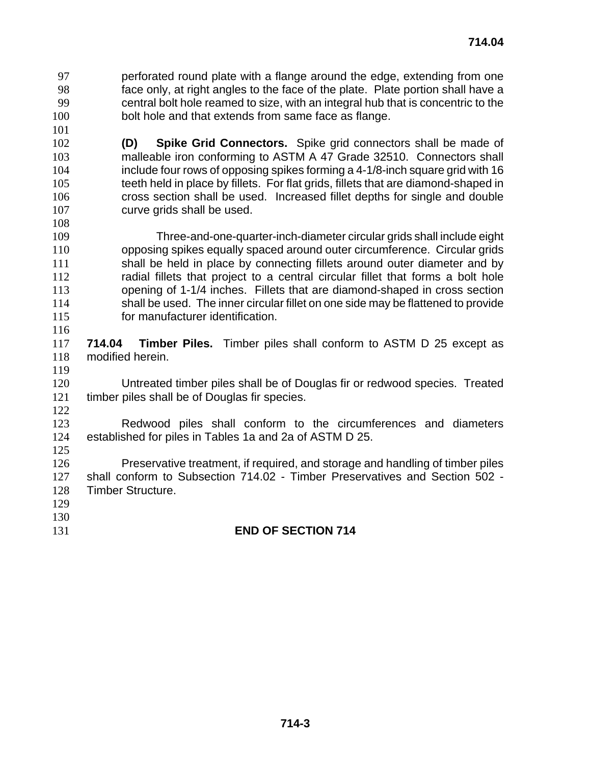perforated round plate with a flange around the edge, extending from one face only, at right angles to the face of the plate. Plate portion shall have a central bolt hole reamed to size, with an integral hub that is concentric to the bolt hole and that extends from same face as flange.

**(D) Spike Grid Connectors.** Spike grid connectors shall be made of malleable iron conforming to ASTM A 47 Grade 32510. Connectors shall include four rows of opposing spikes forming a 4-1/8-inch square grid with 16 teeth held in place by fillets. For flat grids, fillets that are diamond-shaped in cross section shall be used. Increased fillet depths for single and double curve grids shall be used.

Three-and-one-quarter-inch-diameter circular grids shall include eight opposing spikes equally spaced around outer circumference. Circular grids shall be held in place by connecting fillets around outer diameter and by radial fillets that project to a central circular fillet that forms a bolt hole opening of 1-1/4 inches. Fillets that are diamond-shaped in cross section shall be used. The inner circular fillet on one side may be flattened to provide for manufacturer identification.

**714.04 Timber Piles.** Timber piles shall conform to ASTM D 25 except as modified herein.

Untreated timber piles shall be of Douglas fir or redwood species. Treated timber piles shall be of Douglas fir species.

Redwood piles shall conform to the circumferences and diameters established for piles in Tables 1a and 2a of ASTM D 25.

Preservative treatment, if required, and storage and handling of timber piles shall conform to Subsection 714.02 - Timber Preservatives and Section 502 - Timber Structure.

**END OF SECTION 714**